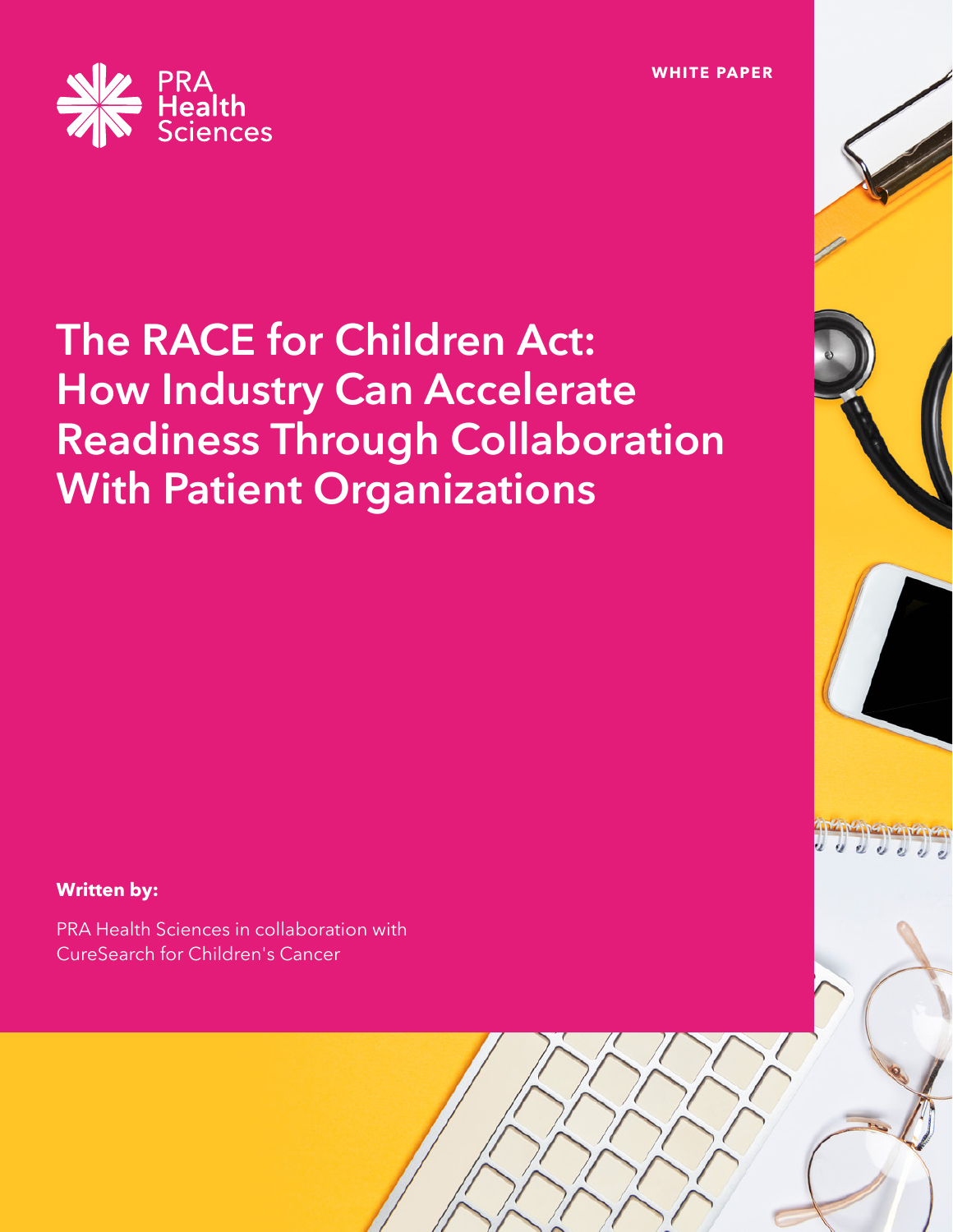PRA Health Sciences

WHITE PAPER

# The RACE for Children Act: How Industry Can Accelerate Readiness Through Collaboration With Patient Organizations

**Written by:**

PRA Health Sciences in collaboration with CureSearch for Children's Cancer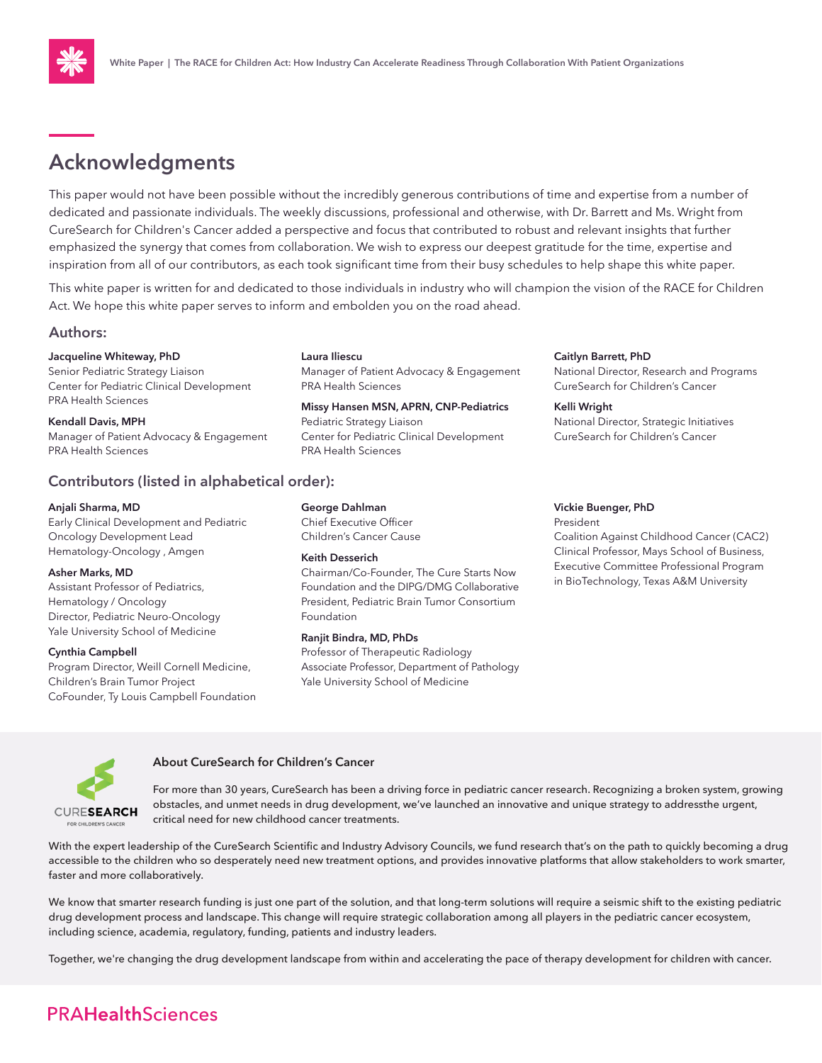## Acknowledgments

This paper would not have been possible without the incredibly generous contributions of time and expertise from a number of dedicated and passionate individuals. The weekly discussions, professional and otherwise, with Dr. Barrett and Ms. Wright from CureSearch for Children's Cancer added a perspective and focus that contributed to robust and relevant insights that further emphasized the synergy that comes from collaboration. We wish to express our deepest gratitude for the time, expertise and inspiration from all of our contributors, as each took significant time from their busy schedules to help shape this white paper.

This white paper is written for and dedicated to those individuals in industry who will champion the vision of the RACE for Children Act. We hope this white paper serves to inform and embolden you on the road ahead.

### Authors:

**Jacqueline Whiteway, PhD**
Senior Pediatric Strategy Liaison
Center for Pediatric Clinical Development
PRA Health Sciences

**Kendall Davis, MPH**
Manager of Patient Advocacy & Engagement
PRA Health Sciences

**Laura Iliescu**
Manager of Patient Advocacy & Engagement
PRA Health Sciences

**Missy Hansen MSN, APRN, CNP-Pediatrics**
Pediatric Strategy Liaison
Center for Pediatric Clinical Development
PRA Health Sciences

**Caitlyn Barrett, PhD**
National Director, Research and Programs
CureSearch for Children's Cancer

**Kelli Wright**
National Director, Strategic Initiatives
CureSearch for Children's Cancer

### Contributors (listed in alphabetical order):

**Anjali Sharma, MD**
Early Clinical Development and Pediatric Oncology Development Lead
Hematology-Oncology , Amgen

**Asher Marks, MD**
Assistant Professor of Pediatrics,
Hematology / Oncology
Director, Pediatric Neuro-Oncology
Yale University School of Medicine

**Cynthia Campbell**
Program Director, Weill Cornell Medicine,
Children's Brain Tumor Project
CoFounder, Ty Louis Campbell Foundation

**George Dahlman**
Chief Executive Officer
Children's Cancer Cause

**Keith Desserich**
Chairman/Co-Founder, The Cure Starts Now Foundation and the DIPG/DMG Collaborative
President, Pediatric Brain Tumor Consortium Foundation

**Ranjit Bindra, MD, PhDs**
Professor of Therapeutic Radiology
Associate Professor, Department of Pathology
Yale University School of Medicine

**Vickie Buenger, PhD**
President
Coalition Against Childhood Cancer (CAC2)
Clinical Professor, Mays School of Business,
Executive Committee Professional Program in BioTechnology, Texas A&M University

### About CureSearch for Children's Cancer

For more than 30 years, CureSearch has been a driving force in pediatric cancer research. Recognizing a broken system, growing obstacles, and unmet needs in drug development, we've launched an innovative and unique strategy to addressthe urgent, critical need for new childhood cancer treatments.

With the expert leadership of the CureSearch Scientific and Industry Advisory Councils, we fund research that's on the path to quickly becoming a drug accessible to the children who so desperately need new treatment options, and provides innovative platforms that allow stakeholders to work smarter, faster and more collaboratively.

We know that smarter research funding is just one part of the solution, and that long-term solutions will require a seismic shift to the existing pediatric drug development process and landscape. This change will require strategic collaboration among all players in the pediatric cancer ecosystem, including science, academia, regulatory, funding, patients and industry leaders.

Together, we're changing the drug development landscape from within and accelerating the pace of therapy development for children with cancer.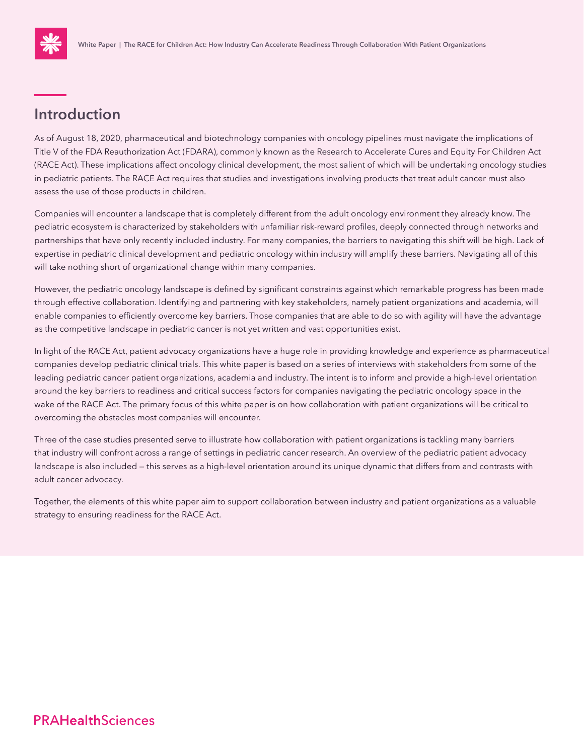## Introduction

As of August 18, 2020, pharmaceutical and biotechnology companies with oncology pipelines must navigate the implications of Title V of the FDA Reauthorization Act (FDARA), commonly known as the Research to Accelerate Cures and Equity For Children Act (RACE Act). These implications affect oncology clinical development, the most salient of which will be undertaking oncology studies in pediatric patients. The RACE Act requires that studies and investigations involving products that treat adult cancer must also assess the use of those products in children.

Companies will encounter a landscape that is completely different from the adult oncology environment they already know. The pediatric ecosystem is characterized by stakeholders with unfamiliar risk-reward profiles, deeply connected through networks and partnerships that have only recently included industry. For many companies, the barriers to navigating this shift will be high. Lack of expertise in pediatric clinical development and pediatric oncology within industry will amplify these barriers. Navigating all of this will take nothing short of organizational change within many companies.

However, the pediatric oncology landscape is defined by significant constraints against which remarkable progress has been made through effective collaboration. Identifying and partnering with key stakeholders, namely patient organizations and academia, will enable companies to efficiently overcome key barriers. Those companies that are able to do so with agility will have the advantage as the competitive landscape in pediatric cancer is not yet written and vast opportunities exist.

In light of the RACE Act, patient advocacy organizations have a huge role in providing knowledge and experience as pharmaceutical companies develop pediatric clinical trials. This white paper is based on a series of interviews with stakeholders from some of the leading pediatric cancer patient organizations, academia and industry. The intent is to inform and provide a high-level orientation around the key barriers to readiness and critical success factors for companies navigating the pediatric oncology space in the wake of the RACE Act. The primary focus of this white paper is on how collaboration with patient organizations will be critical to overcoming the obstacles most companies will encounter.

Three of the case studies presented serve to illustrate how collaboration with patient organizations is tackling many barriers that industry will confront across a range of settings in pediatric cancer research. An overview of the pediatric patient advocacy landscape is also included — this serves as a high-level orientation around its unique dynamic that differs from and contrasts with adult cancer advocacy.

Together, the elements of this white paper aim to support collaboration between industry and patient organizations as a valuable strategy to ensuring readiness for the RACE Act.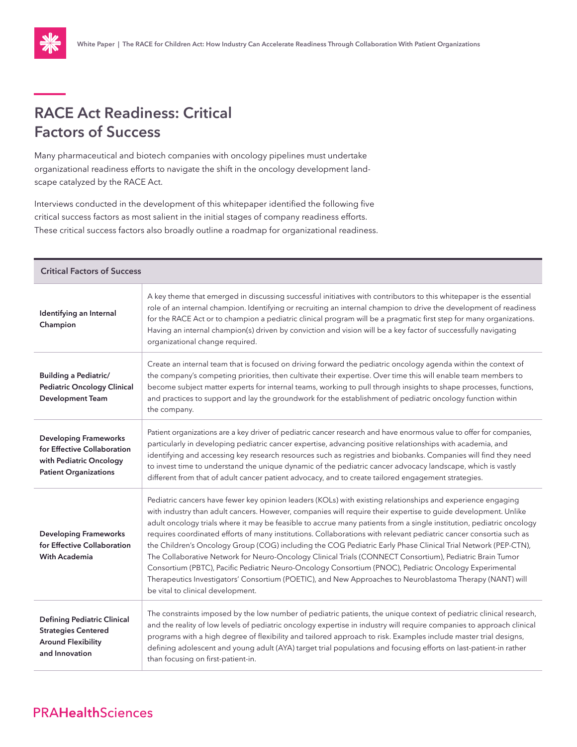## RACE Act Readiness: Critical Factors of Success

Many pharmaceutical and biotech companies with oncology pipelines must undertake organizational readiness efforts to navigate the shift in the oncology development landscape catalyzed by the RACE Act.

Interviews conducted in the development of this whitepaper identified the following five critical success factors as most salient in the initial stages of company readiness efforts. These critical success factors also broadly outline a roadmap for organizational readiness.

| Critical Factors of Success | |
|---|---|
| **Identifying an Internal Champion** | A key theme that emerged in discussing successful initiatives with contributors to this whitepaper is the essential role of an internal champion. Identifying or recruiting an internal champion to drive the development of readiness for the RACE Act or to champion a pediatric clinical program will be a pragmatic first step for many organizations. Having an internal champion(s) driven by conviction and vision will be a key factor of successfully navigating organizational change required. |
| **Building a Pediatric/ Pediatric Oncology Clinical Development Team** | Create an internal team that is focused on driving forward the pediatric oncology agenda within the context of the company's competing priorities, then cultivate their expertise. Over time this will enable team members to become subject matter experts for internal teams, working to pull through insights to shape processes, functions, and practices to support and lay the groundwork for the establishment of pediatric oncology function within the company. |
| **Developing Frameworks for Effective Collaboration with Pediatric Oncology Patient Organizations** | Patient organizations are a key driver of pediatric cancer research and have enormous value to offer for companies, particularly in developing pediatric cancer expertise, advancing positive relationships with academia, and identifying and accessing key research resources such as registries and biobanks. Companies will find they need to invest time to understand the unique dynamic of the pediatric cancer advocacy landscape, which is vastly different from that of adult cancer patient advocacy, and to create tailored engagement strategies. |
| **Developing Frameworks for Effective Collaboration With Academia** | Pediatric cancers have fewer key opinion leaders (KOLs) with existing relationships and experience engaging with industry than adult cancers. However, companies will require their expertise to guide development. Unlike adult oncology trials where it may be feasible to accrue many patients from a single institution, pediatric oncology requires coordinated efforts of many institutions. Collaborations with relevant pediatric cancer consortia such as the Children's Oncology Group (COG) including the COG Pediatric Early Phase Clinical Trial Network (PEP-CTN), The Collaborative Network for Neuro-Oncology Clinical Trials (CONNECT Consortium), Pediatric Brain Tumor Consortium (PBTC), Pacific Pediatric Neuro-Oncology Consortium (PNOC), Pediatric Oncology Experimental Therapeutics Investigators' Consortium (POETIC), and New Approaches to Neuroblastoma Therapy (NANT) will be vital to clinical development. |
| **Defining Pediatric Clinical Strategies Centered Around Flexibility and Innovation** | The constraints imposed by the low number of pediatric patients, the unique context of pediatric clinical research, and the reality of low levels of pediatric oncology expertise in industry will require companies to approach clinical programs with a high degree of flexibility and tailored approach to risk. Examples include master trial designs, defining adolescent and young adult (AYA) target trial populations and focusing efforts on last-patient-in rather than focusing on first-patient-in. |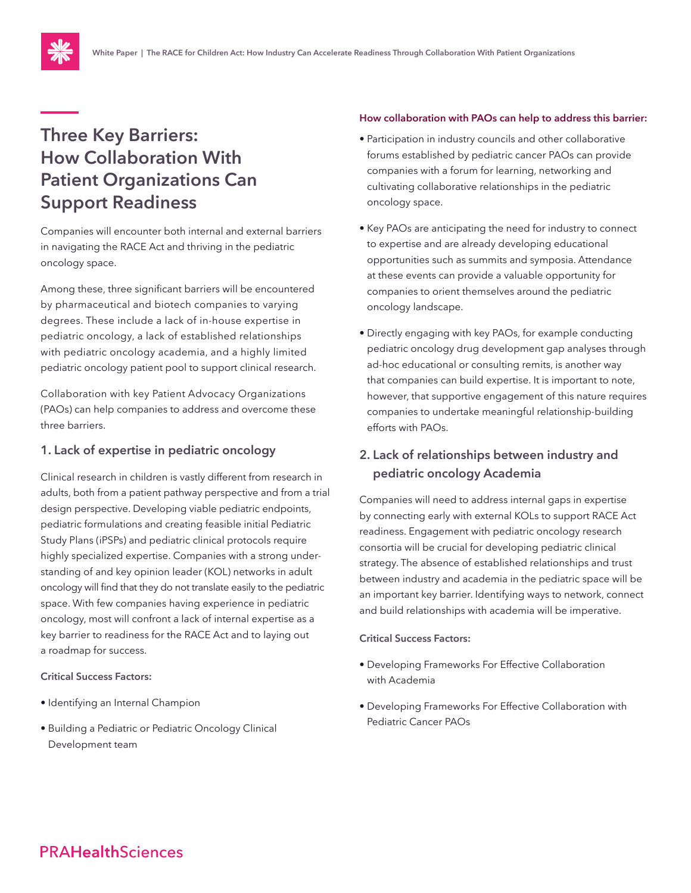## Three Key Barriers: How Collaboration With Patient Organizations Can Support Readiness

Companies will encounter both internal and external barriers in navigating the RACE Act and thriving in the pediatric oncology space.

Among these, three significant barriers will be encountered by pharmaceutical and biotech companies to varying degrees. These include a lack of in-house expertise in pediatric oncology, a lack of established relationships with pediatric oncology academia, and a highly limited pediatric oncology patient pool to support clinical research.

Collaboration with key Patient Advocacy Organizations (PAOs) can help companies to address and overcome these three barriers.

### 1. Lack of expertise in pediatric oncology

Clinical research in children is vastly different from research in adults, both from a patient pathway perspective and from a trial design perspective. Developing viable pediatric endpoints, pediatric formulations and creating feasible initial Pediatric Study Plans (iPSPs) and pediatric clinical protocols require highly specialized expertise. Companies with a strong understanding of and key opinion leader (KOL) networks in adult oncology will find that they do not translate easily to the pediatric space. With few companies having experience in pediatric oncology, most will confront a lack of internal expertise as a key barrier to readiness for the RACE Act and to laying out a roadmap for success.

**Critical Success Factors:**

- Identifying an Internal Champion
- Building a Pediatric or Pediatric Oncology Clinical Development team

**How collaboration with PAOs can help to address this barrier:**

- Participation in industry councils and other collaborative forums established by pediatric cancer PAOs can provide companies with a forum for learning, networking and cultivating collaborative relationships in the pediatric oncology space.
- Key PAOs are anticipating the need for industry to connect to expertise and are already developing educational opportunities such as summits and symposia. Attendance at these events can provide a valuable opportunity for companies to orient themselves around the pediatric oncology landscape.
- Directly engaging with key PAOs, for example conducting pediatric oncology drug development gap analyses through ad-hoc educational or consulting remits, is another way that companies can build expertise. It is important to note, however, that supportive engagement of this nature requires companies to undertake meaningful relationship-building efforts with PAOs.

### 2. Lack of relationships between industry and pediatric oncology Academia

Companies will need to address internal gaps in expertise by connecting early with external KOLs to support RACE Act readiness. Engagement with pediatric oncology research consortia will be crucial for developing pediatric clinical strategy. The absence of established relationships and trust between industry and academia in the pediatric space will be an important key barrier. Identifying ways to network, connect and build relationships with academia will be imperative.

**Critical Success Factors:**

- Developing Frameworks For Effective Collaboration with Academia
- Developing Frameworks For Effective Collaboration with Pediatric Cancer PAOs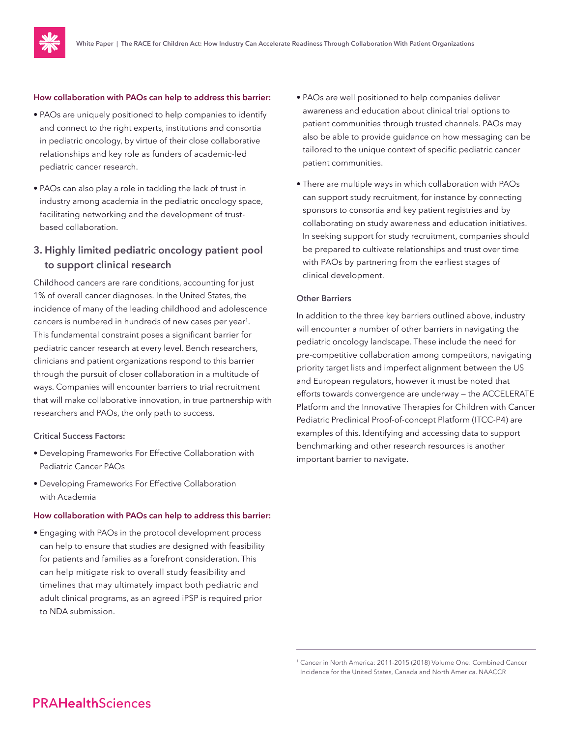**How collaboration with PAOs can help to address this barrier:**

- PAOs are uniquely positioned to help companies to identify and connect to the right experts, institutions and consortia in pediatric oncology, by virtue of their close collaborative relationships and key role as funders of academic-led pediatric cancer research.
- PAOs can also play a role in tackling the lack of trust in industry among academia in the pediatric oncology space, facilitating networking and the development of trust-based collaboration.

## 3. Highly limited pediatric oncology patient pool to support clinical research

Childhood cancers are rare conditions, accounting for just 1% of overall cancer diagnoses. In the United States, the incidence of many of the leading childhood and adolescence cancers is numbered in hundreds of new cases per year[1]. This fundamental constraint poses a significant barrier for pediatric cancer research at every level. Bench researchers, clinicians and patient organizations respond to this barrier through the pursuit of closer collaboration in a multitude of ways. Companies will encounter barriers to trial recruitment that will make collaborative innovation, in true partnership with researchers and PAOs, the only path to success.

**Critical Success Factors:**

- Developing Frameworks For Effective Collaboration with Pediatric Cancer PAOs
- Developing Frameworks For Effective Collaboration with Academia

**How collaboration with PAOs can help to address this barrier:**

- Engaging with PAOs in the protocol development process can help to ensure that studies are designed with feasibility for patients and families as a forefront consideration. This can help mitigate risk to overall study feasibility and timelines that may ultimately impact both pediatric and adult clinical programs, as an agreed iPSP is required prior to NDA submission.
- PAOs are well positioned to help companies deliver awareness and education about clinical trial options to patient communities through trusted channels. PAOs may also be able to provide guidance on how messaging can be tailored to the unique context of specific pediatric cancer patient communities.
- There are multiple ways in which collaboration with PAOs can support study recruitment, for instance by connecting sponsors to consortia and key patient registries and by collaborating on study awareness and education initiatives. In seeking support for study recruitment, companies should be prepared to cultivate relationships and trust over time with PAOs by partnering from the earliest stages of clinical development.

**Other Barriers**

In addition to the three key barriers outlined above, industry will encounter a number of other barriers in navigating the pediatric oncology landscape. These include the need for pre-competitive collaboration among competitors, navigating priority target lists and imperfect alignment between the US and European regulators, however it must be noted that efforts towards convergence are underway — the ACCELERATE Platform and the Innovative Therapies for Children with Cancer Pediatric Preclinical Proof-of-concept Platform (ITCC-P4) are examples of this. Identifying and accessing data to support benchmarking and other research resources is another important barrier to navigate.

[1] Cancer in North America: 2011-2015 (2018) Volume One: Combined Cancer Incidence for the United States, Canada and North America. NAACCR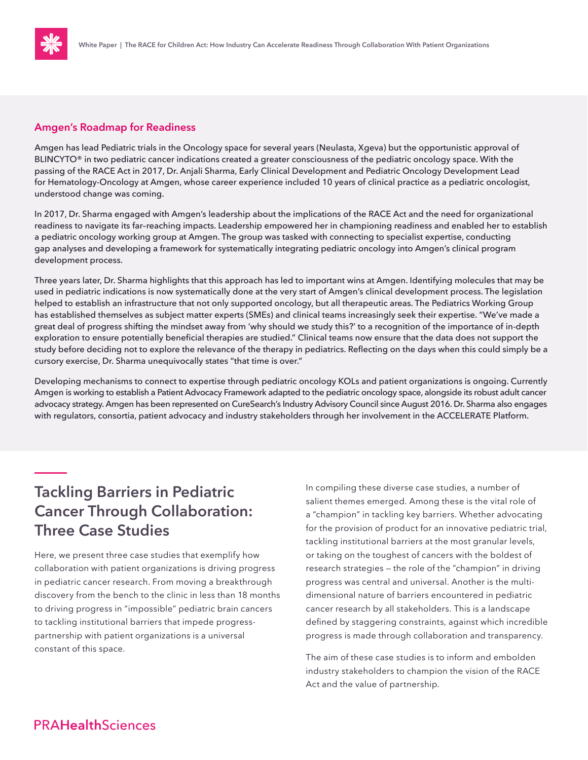## Amgen's Roadmap for Readiness

Amgen has lead Pediatric trials in the Oncology space for several years (Neulasta, Xgeva) but the opportunistic approval of BLINCYTO® in two pediatric cancer indications created a greater consciousness of the pediatric oncology space. With the passing of the RACE Act in 2017, Dr. Anjali Sharma, Early Clinical Development and Pediatric Oncology Development Lead for Hematology-Oncology at Amgen, whose career experience included 10 years of clinical practice as a pediatric oncologist, understood change was coming.

In 2017, Dr. Sharma engaged with Amgen's leadership about the implications of the RACE Act and the need for organizational readiness to navigate its far–reaching impacts. Leadership empowered her in championing readiness and enabled her to establish a pediatric oncology working group at Amgen. The group was tasked with connecting to specialist expertise, conducting gap analyses and developing a framework for systematically integrating pediatric oncology into Amgen's clinical program development process.

Three years later, Dr. Sharma highlights that this approach has led to important wins at Amgen. Identifying molecules that may be used in pediatric indications is now systematically done at the very start of Amgen's clinical development process. The legislation helped to establish an infrastructure that not only supported oncology, but all therapeutic areas. The Pediatrics Working Group has established themselves as subject matter experts (SMEs) and clinical teams increasingly seek their expertise. "We've made a great deal of progress shifting the mindset away from 'why should we study this?' to a recognition of the importance of in-depth exploration to ensure potentially beneficial therapies are studied." Clinical teams now ensure that the data does not support the study before deciding not to explore the relevance of the therapy in pediatrics. Reflecting on the days when this could simply be a cursory exercise, Dr. Sharma unequivocally states "that time is over."

Developing mechanisms to connect to expertise through pediatric oncology KOLs and patient organizations is ongoing. Currently Amgen is working to establish a Patient Advocacy Framework adapted to the pediatric oncology space, alongside its robust adult cancer advocacy strategy. Amgen has been represented on CureSearch's Industry Advisory Council since August 2016. Dr. Sharma also engages with regulators, consortia, patient advocacy and industry stakeholders through her involvement in the ACCELERATE Platform.

# Tackling Barriers in Pediatric Cancer Through Collaboration: Three Case Studies

Here, we present three case studies that exemplify how collaboration with patient organizations is driving progress in pediatric cancer research. From moving a breakthrough discovery from the bench to the clinic in less than 18 months to driving progress in "impossible" pediatric brain cancers to tackling institutional barriers that impede progress-partnership with patient organizations is a universal constant of this space.

In compiling these diverse case studies, a number of salient themes emerged. Among these is the vital role of a "champion" in tackling key barriers. Whether advocating for the provision of product for an innovative pediatric trial, tackling institutional barriers at the most granular levels, or taking on the toughest of cancers with the boldest of research strategies — the role of the "champion" in driving progress was central and universal. Another is the multi-dimensional nature of barriers encountered in pediatric cancer research by all stakeholders. This is a landscape defined by staggering constraints, against which incredible progress is made through collaboration and transparency.

The aim of these case studies is to inform and embolden industry stakeholders to champion the vision of the RACE Act and the value of partnership.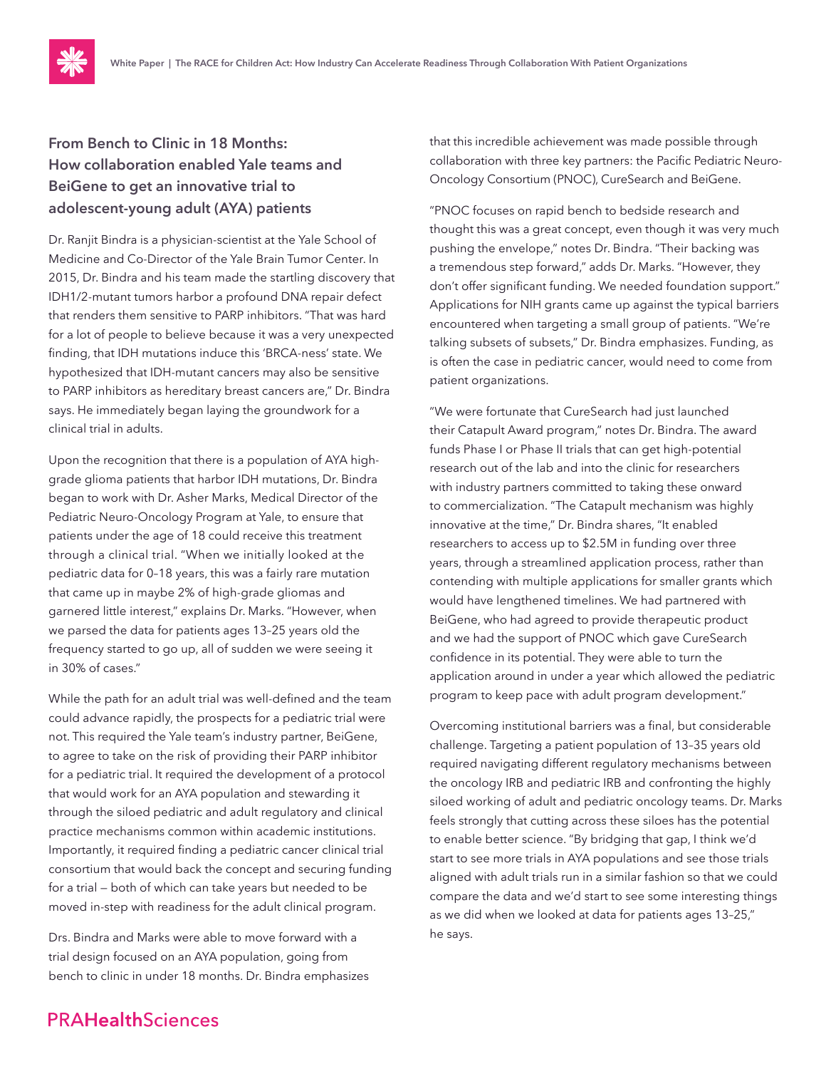## From Bench to Clinic in 18 Months: How collaboration enabled Yale teams and BeiGene to get an innovative trial to adolescent-young adult (AYA) patients

Dr. Ranjit Bindra is a physician-scientist at the Yale School of Medicine and Co-Director of the Yale Brain Tumor Center. In 2015, Dr. Bindra and his team made the startling discovery that IDH1/2-mutant tumors harbor a profound DNA repair defect that renders them sensitive to PARP inhibitors. "That was hard for a lot of people to believe because it was a very unexpected finding, that IDH mutations induce this 'BRCA-ness' state. We hypothesized that IDH-mutant cancers may also be sensitive to PARP inhibitors as hereditary breast cancers are," Dr. Bindra says. He immediately began laying the groundwork for a clinical trial in adults.

Upon the recognition that there is a population of AYA high-grade glioma patients that harbor IDH mutations, Dr. Bindra began to work with Dr. Asher Marks, Medical Director of the Pediatric Neuro-Oncology Program at Yale, to ensure that patients under the age of 18 could receive this treatment through a clinical trial. "When we initially looked at the pediatric data for 0–18 years, this was a fairly rare mutation that came up in maybe 2% of high-grade gliomas and garnered little interest," explains Dr. Marks. "However, when we parsed the data for patients ages 13–25 years old the frequency started to go up, all of sudden we were seeing it in 30% of cases."

While the path for an adult trial was well-defined and the team could advance rapidly, the prospects for a pediatric trial were not. This required the Yale team's industry partner, BeiGene, to agree to take on the risk of providing their PARP inhibitor for a pediatric trial. It required the development of a protocol that would work for an AYA population and stewarding it through the siloed pediatric and adult regulatory and clinical practice mechanisms common within academic institutions. Importantly, it required finding a pediatric cancer clinical trial consortium that would back the concept and securing funding for a trial — both of which can take years but needed to be moved in-step with readiness for the adult clinical program.

Drs. Bindra and Marks were able to move forward with a trial design focused on an AYA population, going from bench to clinic in under 18 months. Dr. Bindra emphasizes that this incredible achievement was made possible through collaboration with three key partners: the Pacific Pediatric Neuro-Oncology Consortium (PNOC), CureSearch and BeiGene.

"PNOC focuses on rapid bench to bedside research and thought this was a great concept, even though it was very much pushing the envelope," notes Dr. Bindra. "Their backing was a tremendous step forward," adds Dr. Marks. "However, they don't offer significant funding. We needed foundation support." Applications for NIH grants came up against the typical barriers encountered when targeting a small group of patients. "We're talking subsets of subsets," Dr. Bindra emphasizes. Funding, as is often the case in pediatric cancer, would need to come from patient organizations.

"We were fortunate that CureSearch had just launched their Catapult Award program," notes Dr. Bindra. The award funds Phase I or Phase II trials that can get high-potential research out of the lab and into the clinic for researchers with industry partners committed to taking these onward to commercialization. "The Catapult mechanism was highly innovative at the time," Dr. Bindra shares, "It enabled researchers to access up to $2.5M in funding over three years, through a streamlined application process, rather than contending with multiple applications for smaller grants which would have lengthened timelines. We had partnered with BeiGene, who had agreed to provide therapeutic product and we had the support of PNOC which gave CureSearch confidence in its potential. They were able to turn the application around in under a year which allowed the pediatric program to keep pace with adult program development."

Overcoming institutional barriers was a final, but considerable challenge. Targeting a patient population of 13–35 years old required navigating different regulatory mechanisms between the oncology IRB and pediatric IRB and confronting the highly siloed working of adult and pediatric oncology teams. Dr. Marks feels strongly that cutting across these siloes has the potential to enable better science. "By bridging that gap, I think we'd start to see more trials in AYA populations and see those trials aligned with adult trials run in a similar fashion so that we could compare the data and we'd start to see some interesting things as we did when we looked at data for patients ages 13–25," he says.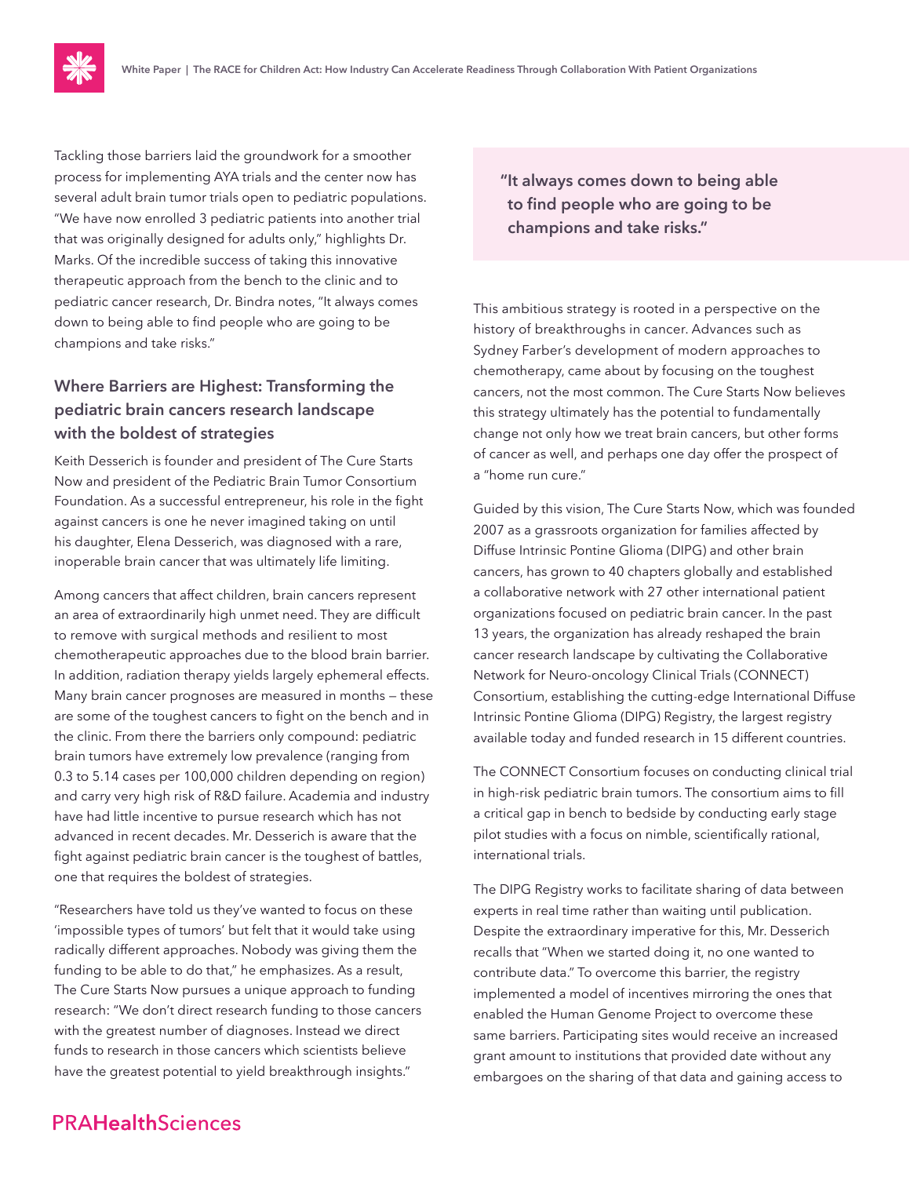Tackling those barriers laid the groundwork for a smoother process for implementing AYA trials and the center now has several adult brain tumor trials open to pediatric populations. "We have now enrolled 3 pediatric patients into another trial that was originally designed for adults only," highlights Dr. Marks. Of the incredible success of taking this innovative therapeutic approach from the bench to the clinic and to pediatric cancer research, Dr. Bindra notes, "It always comes down to being able to find people who are going to be champions and take risks."

> "It always comes down to being able to find people who are going to be champions and take risks."

## Where Barriers are Highest: Transforming the pediatric brain cancers research landscape with the boldest of strategies

Keith Desserich is founder and president of The Cure Starts Now and president of the Pediatric Brain Tumor Consortium Foundation. As a successful entrepreneur, his role in the fight against cancers is one he never imagined taking on until his daughter, Elena Desserich, was diagnosed with a rare, inoperable brain cancer that was ultimately life limiting.

Among cancers that affect children, brain cancers represent an area of extraordinarily high unmet need. They are difficult to remove with surgical methods and resilient to most chemotherapeutic approaches due to the blood brain barrier. In addition, radiation therapy yields largely ephemeral effects. Many brain cancer prognoses are measured in months – these are some of the toughest cancers to fight on the bench and in the clinic. From there the barriers only compound: pediatric brain tumors have extremely low prevalence (ranging from 0.3 to 5.14 cases per 100,000 children depending on region) and carry very high risk of R&D failure. Academia and industry have had little incentive to pursue research which has not advanced in recent decades. Mr. Desserich is aware that the fight against pediatric brain cancer is the toughest of battles, one that requires the boldest of strategies.

"Researchers have told us they've wanted to focus on these 'impossible types of tumors' but felt that it would take using radically different approaches. Nobody was giving them the funding to be able to do that," he emphasizes. As a result, The Cure Starts Now pursues a unique approach to funding research: "We don't direct research funding to those cancers with the greatest number of diagnoses. Instead we direct funds to research in those cancers which scientists believe have the greatest potential to yield breakthrough insights."

This ambitious strategy is rooted in a perspective on the history of breakthroughs in cancer. Advances such as Sydney Farber's development of modern approaches to chemotherapy, came about by focusing on the toughest cancers, not the most common. The Cure Starts Now believes this strategy ultimately has the potential to fundamentally change not only how we treat brain cancers, but other forms of cancer as well, and perhaps one day offer the prospect of a "home run cure."

Guided by this vision, The Cure Starts Now, which was founded 2007 as a grassroots organization for families affected by Diffuse Intrinsic Pontine Glioma (DIPG) and other brain cancers, has grown to 40 chapters globally and established a collaborative network with 27 other international patient organizations focused on pediatric brain cancer. In the past 13 years, the organization has already reshaped the brain cancer research landscape by cultivating the Collaborative Network for Neuro-oncology Clinical Trials (CONNECT) Consortium, establishing the cutting-edge International Diffuse Intrinsic Pontine Glioma (DIPG) Registry, the largest registry available today and funded research in 15 different countries.

The CONNECT Consortium focuses on conducting clinical trial in high-risk pediatric brain tumors. The consortium aims to fill a critical gap in bench to bedside by conducting early stage pilot studies with a focus on nimble, scientifically rational, international trials.

The DIPG Registry works to facilitate sharing of data between experts in real time rather than waiting until publication. Despite the extraordinary imperative for this, Mr. Desserich recalls that "When we started doing it, no one wanted to contribute data." To overcome this barrier, the registry implemented a model of incentives mirroring the ones that enabled the Human Genome Project to overcome these same barriers. Participating sites would receive an increased grant amount to institutions that provided date without any embargoes on the sharing of that data and gaining access to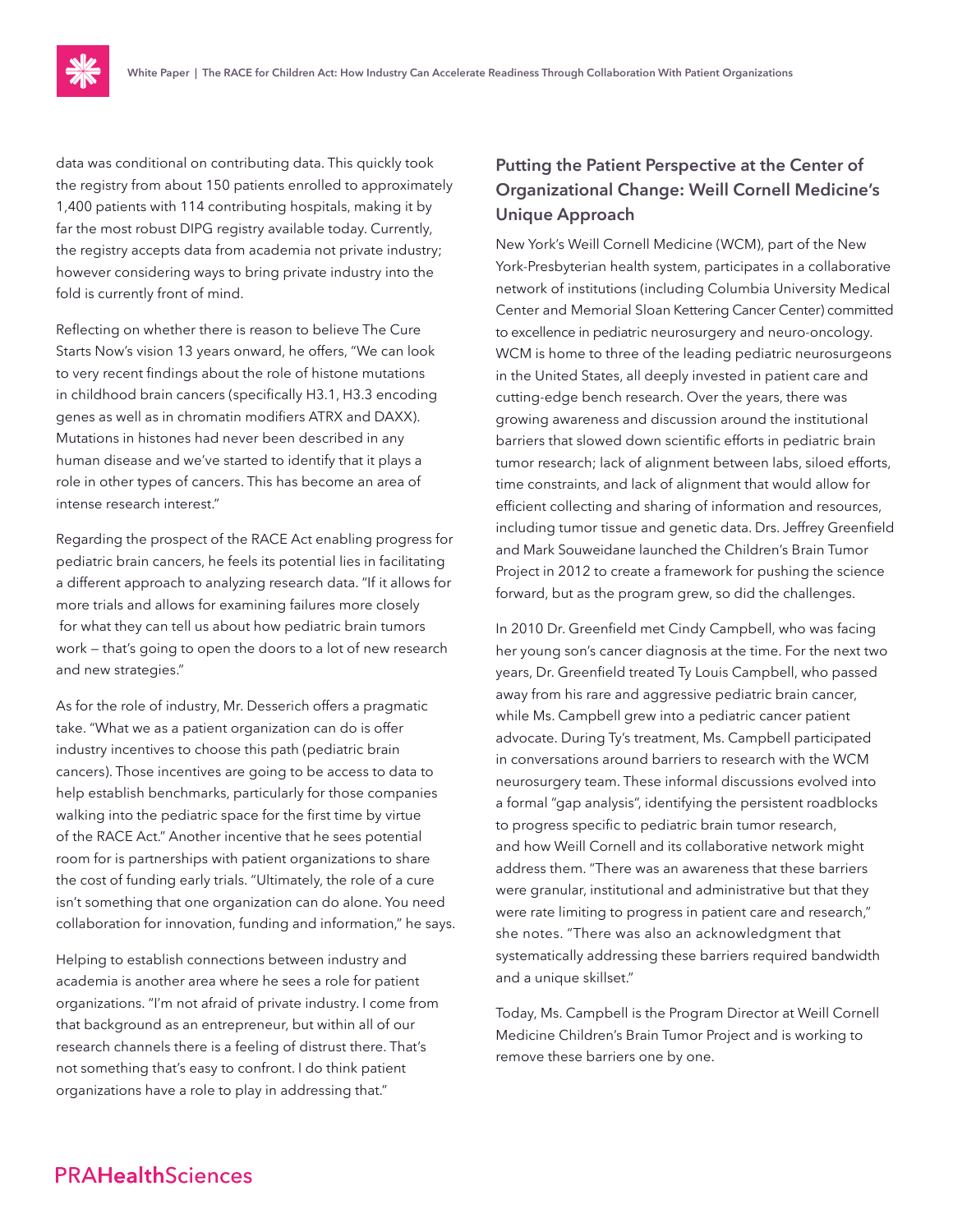data was conditional on contributing data. This quickly took the registry from about 150 patients enrolled to approximately 1,400 patients with 114 contributing hospitals, making it by far the most robust DIPG registry available today. Currently, the registry accepts data from academia not private industry; however considering ways to bring private industry into the fold is currently front of mind.

Reflecting on whether there is reason to believe The Cure Starts Now's vision 13 years onward, he offers, "We can look to very recent findings about the role of histone mutations in childhood brain cancers (specifically H3.1, H3.3 encoding genes as well as in chromatin modifiers ATRX and DAXX). Mutations in histones had never been described in any human disease and we've started to identify that it plays a role in other types of cancers. This has become an area of intense research interest."

Regarding the prospect of the RACE Act enabling progress for pediatric brain cancers, he feels its potential lies in facilitating a different approach to analyzing research data. "If it allows for more trials and allows for examining failures more closely for what they can tell us about how pediatric brain tumors work — that's going to open the doors to a lot of new research and new strategies."

As for the role of industry, Mr. Desserich offers a pragmatic take. "What we as a patient organization can do is offer industry incentives to choose this path (pediatric brain cancers). Those incentives are going to be access to data to help establish benchmarks, particularly for those companies walking into the pediatric space for the first time by virtue of the RACE Act." Another incentive that he sees potential room for is partnerships with patient organizations to share the cost of funding early trials. "Ultimately, the role of a cure isn't something that one organization can do alone. You need collaboration for innovation, funding and information," he says.

Helping to establish connections between industry and academia is another area where he sees a role for patient organizations. "I'm not afraid of private industry. I come from that background as an entrepreneur, but within all of our research channels there is a feeling of distrust there. That's not something that's easy to confront. I do think patient organizations have a role to play in addressing that."

### Putting the Patient Perspective at the Center of Organizational Change: Weill Cornell Medicine's Unique Approach

New York's Weill Cornell Medicine (WCM), part of the New York-Presbyterian health system, participates in a collaborative network of institutions (including Columbia University Medical Center and Memorial Sloan Kettering Cancer Center) committed to excellence in pediatric neurosurgery and neuro-oncology. WCM is home to three of the leading pediatric neurosurgeons in the United States, all deeply invested in patient care and cutting-edge bench research. Over the years, there was growing awareness and discussion around the institutional barriers that slowed down scientific efforts in pediatric brain tumor research; lack of alignment between labs, siloed efforts, time constraints, and lack of alignment that would allow for efficient collecting and sharing of information and resources, including tumor tissue and genetic data. Drs. Jeffrey Greenfield and Mark Souweidane launched the Children's Brain Tumor Project in 2012 to create a framework for pushing the science forward, but as the program grew, so did the challenges.

In 2010 Dr. Greenfield met Cindy Campbell, who was facing her young son's cancer diagnosis at the time. For the next two years, Dr. Greenfield treated Ty Louis Campbell, who passed away from his rare and aggressive pediatric brain cancer, while Ms. Campbell grew into a pediatric cancer patient advocate. During Ty's treatment, Ms. Campbell participated in conversations around barriers to research with the WCM neurosurgery team. These informal discussions evolved into a formal "gap analysis", identifying the persistent roadblocks to progress specific to pediatric brain tumor research, and how Weill Cornell and its collaborative network might address them. "There was an awareness that these barriers were granular, institutional and administrative but that they were rate limiting to progress in patient care and research," she notes. "There was also an acknowledgment that systematically addressing these barriers required bandwidth and a unique skillset."

Today, Ms. Campbell is the Program Director at Weill Cornell Medicine Children's Brain Tumor Project and is working to remove these barriers one by one.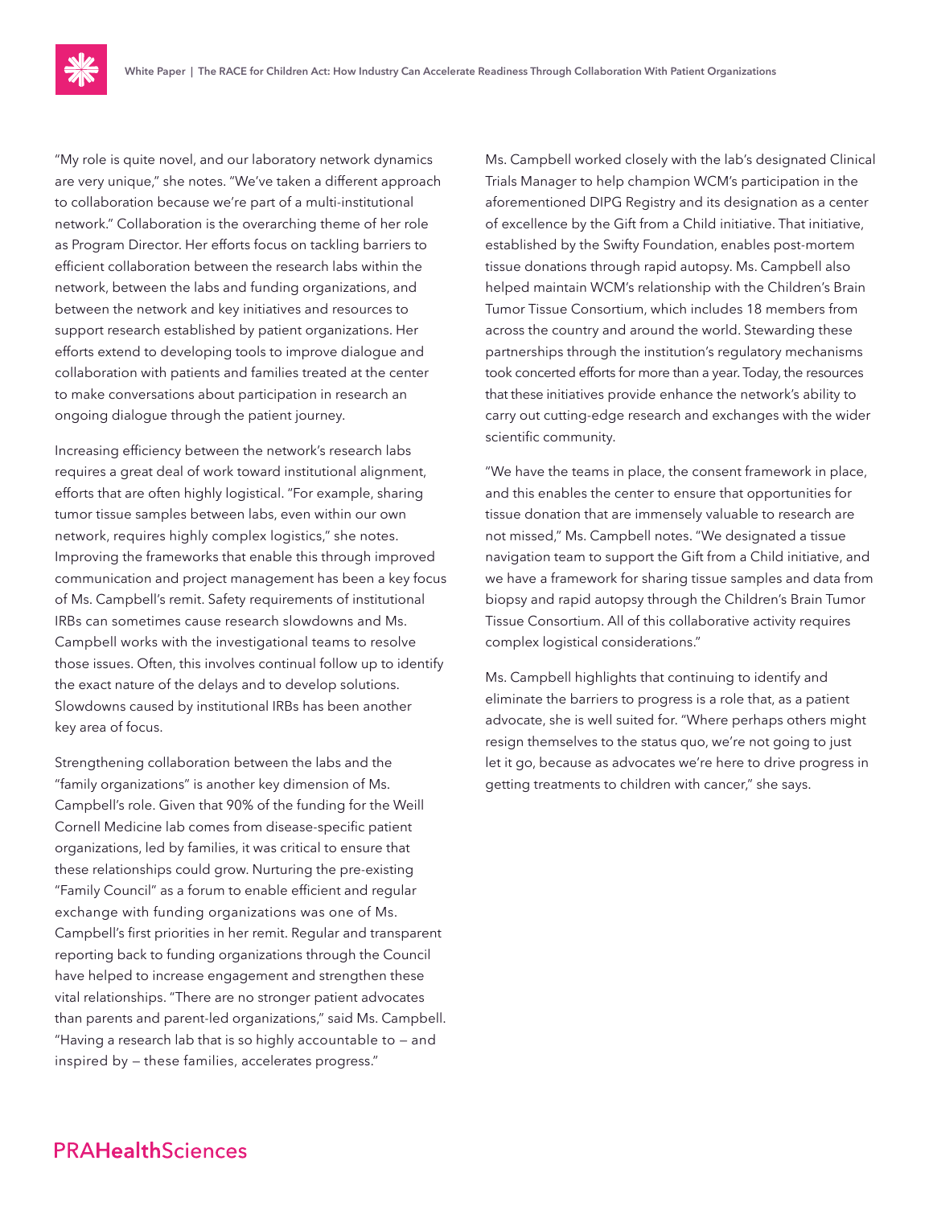"My role is quite novel, and our laboratory network dynamics are very unique," she notes. "We've taken a different approach to collaboration because we're part of a multi-institutional network." Collaboration is the overarching theme of her role as Program Director. Her efforts focus on tackling barriers to efficient collaboration between the research labs within the network, between the labs and funding organizations, and between the network and key initiatives and resources to support research established by patient organizations. Her efforts extend to developing tools to improve dialogue and collaboration with patients and families treated at the center to make conversations about participation in research an ongoing dialogue through the patient journey.

Increasing efficiency between the network's research labs requires a great deal of work toward institutional alignment, efforts that are often highly logistical. "For example, sharing tumor tissue samples between labs, even within our own network, requires highly complex logistics," she notes. Improving the frameworks that enable this through improved communication and project management has been a key focus of Ms. Campbell's remit. Safety requirements of institutional IRBs can sometimes cause research slowdowns and Ms. Campbell works with the investigational teams to resolve those issues. Often, this involves continual follow up to identify the exact nature of the delays and to develop solutions. Slowdowns caused by institutional IRBs has been another key area of focus.

Strengthening collaboration between the labs and the "family organizations" is another key dimension of Ms. Campbell's role. Given that 90% of the funding for the Weill Cornell Medicine lab comes from disease-specific patient organizations, led by families, it was critical to ensure that these relationships could grow. Nurturing the pre-existing "Family Council" as a forum to enable efficient and regular exchange with funding organizations was one of Ms. Campbell's first priorities in her remit. Regular and transparent reporting back to funding organizations through the Council have helped to increase engagement and strengthen these vital relationships. "There are no stronger patient advocates than parents and parent-led organizations," said Ms. Campbell. "Having a research lab that is so highly accountable to — and inspired by — these families, accelerates progress."

Ms. Campbell worked closely with the lab's designated Clinical Trials Manager to help champion WCM's participation in the aforementioned DIPG Registry and its designation as a center of excellence by the Gift from a Child initiative. That initiative, established by the Swifty Foundation, enables post-mortem tissue donations through rapid autopsy. Ms. Campbell also helped maintain WCM's relationship with the Children's Brain Tumor Tissue Consortium, which includes 18 members from across the country and around the world. Stewarding these partnerships through the institution's regulatory mechanisms took concerted efforts for more than a year. Today, the resources that these initiatives provide enhance the network's ability to carry out cutting-edge research and exchanges with the wider scientific community.

"We have the teams in place, the consent framework in place, and this enables the center to ensure that opportunities for tissue donation that are immensely valuable to research are not missed," Ms. Campbell notes. "We designated a tissue navigation team to support the Gift from a Child initiative, and we have a framework for sharing tissue samples and data from biopsy and rapid autopsy through the Children's Brain Tumor Tissue Consortium. All of this collaborative activity requires complex logistical considerations."

Ms. Campbell highlights that continuing to identify and eliminate the barriers to progress is a role that, as a patient advocate, she is well suited for. "Where perhaps others might resign themselves to the status quo, we're not going to just let it go, because as advocates we're here to drive progress in getting treatments to children with cancer," she says.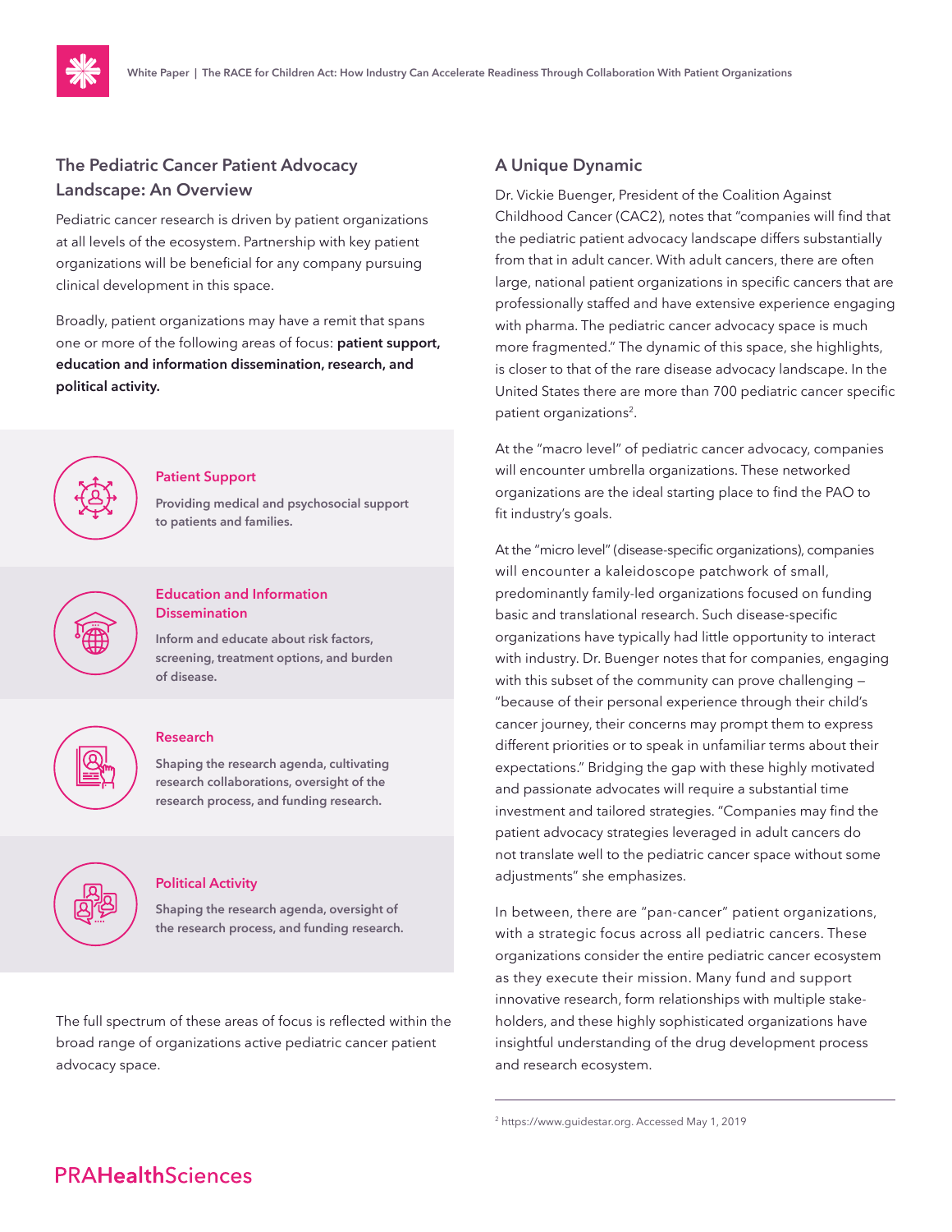## The Pediatric Cancer Patient Advocacy Landscape: An Overview

Pediatric cancer research is driven by patient organizations at all levels of the ecosystem. Partnership with key patient organizations will be beneficial for any company pursuing clinical development in this space.

Broadly, patient organizations may have a remit that spans one or more of the following areas of focus: **patient support, education and information dissemination, research, and political activity.**

**Patient Support**

Providing medical and psychosocial support to patients and families.

**Education and Information Dissemination**

Inform and educate about risk factors, screening, treatment options, and burden of disease.

**Research**

Shaping the research agenda, cultivating research collaborations, oversight of the research process, and funding research.

**Political Activity**

Shaping the research agenda, oversight of the research process, and funding research.

The full spectrum of these areas of focus is reflected within the broad range of organizations active pediatric cancer patient advocacy space.

## A Unique Dynamic

Dr. Vickie Buenger, President of the Coalition Against Childhood Cancer (CAC2), notes that "companies will find that the pediatric patient advocacy landscape differs substantially from that in adult cancer. With adult cancers, there are often large, national patient organizations in specific cancers that are professionally staffed and have extensive experience engaging with pharma. The pediatric cancer advocacy space is much more fragmented." The dynamic of this space, she highlights, is closer to that of the rare disease advocacy landscape. In the United States there are more than 700 pediatric cancer specific patient organizations[2].

At the "macro level" of pediatric cancer advocacy, companies will encounter umbrella organizations. These networked organizations are the ideal starting place to find the PAO to fit industry's goals.

At the "micro level" (disease-specific organizations), companies will encounter a kaleidoscope patchwork of small, predominantly family-led organizations focused on funding basic and translational research. Such disease-specific organizations have typically had little opportunity to interact with industry. Dr. Buenger notes that for companies, engaging with this subset of the community can prove challenging – "because of their personal experience through their child's cancer journey, their concerns may prompt them to express different priorities or to speak in unfamiliar terms about their expectations." Bridging the gap with these highly motivated and passionate advocates will require a substantial time investment and tailored strategies. "Companies may find the patient advocacy strategies leveraged in adult cancers do not translate well to the pediatric cancer space without some adjustments" she emphasizes.

In between, there are "pan-cancer" patient organizations, with a strategic focus across all pediatric cancers. These organizations consider the entire pediatric cancer ecosystem as they execute their mission. Many fund and support innovative research, form relationships with multiple stake-holders, and these highly sophisticated organizations have insightful understanding of the drug development process and research ecosystem.

---

[2] https://www.guidestar.org. Accessed May 1, 2019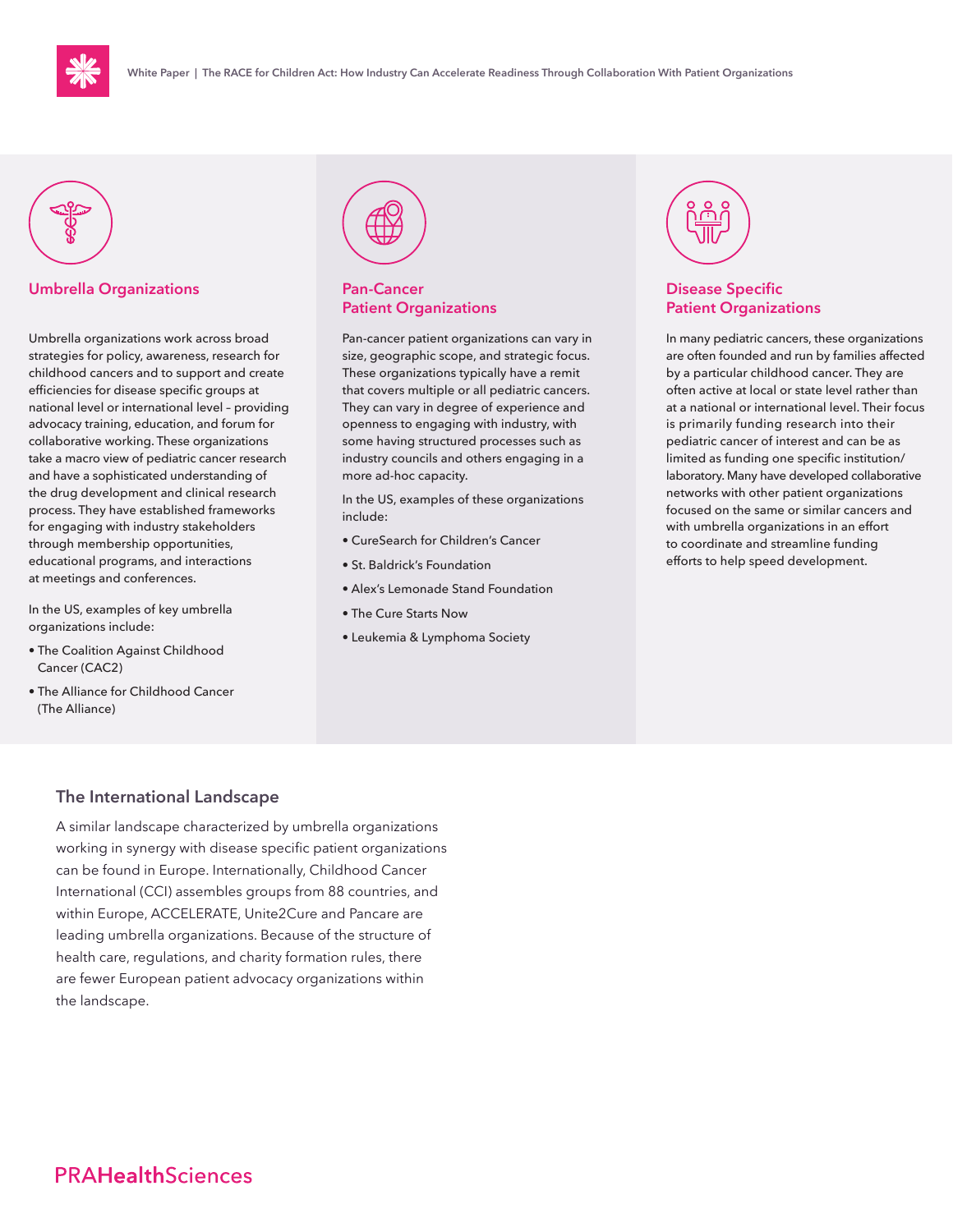## Umbrella Organizations

Umbrella organizations work across broad strategies for policy, awareness, research for childhood cancers and to support and create efficiencies for disease specific groups at national level or international level – providing advocacy training, education, and forum for collaborative working. These organizations take a macro view of pediatric cancer research and have a sophisticated understanding of the drug development and clinical research process. They have established frameworks for engaging with industry stakeholders through membership opportunities, educational programs, and interactions at meetings and conferences.

In the US, examples of key umbrella organizations include:

- The Coalition Against Childhood Cancer (CAC2)
- The Alliance for Childhood Cancer (The Alliance)

## Pan-Cancer Patient Organizations

Pan-cancer patient organizations can vary in size, geographic scope, and strategic focus. These organizations typically have a remit that covers multiple or all pediatric cancers. They can vary in degree of experience and openness to engaging with industry, with some having structured processes such as industry councils and others engaging in a more ad-hoc capacity.

In the US, examples of these organizations include:

- CureSearch for Children's Cancer
- St. Baldrick's Foundation
- Alex's Lemonade Stand Foundation
- The Cure Starts Now
- Leukemia & Lymphoma Society

## Disease Specific Patient Organizations

In many pediatric cancers, these organizations are often founded and run by families affected by a particular childhood cancer. They are often active at local or state level rather than at a national or international level. Their focus is primarily funding research into their pediatric cancer of interest and can be as limited as funding one specific institution/laboratory. Many have developed collaborative networks with other patient organizations focused on the same or similar cancers and with umbrella organizations in an effort to coordinate and streamline funding efforts to help speed development.

## The International Landscape

A similar landscape characterized by umbrella organizations working in synergy with disease specific patient organizations can be found in Europe. Internationally, Childhood Cancer International (CCI) assembles groups from 88 countries, and within Europe, ACCELERATE, Unite2Cure and Pancare are leading umbrella organizations. Because of the structure of health care, regulations, and charity formation rules, there are fewer European patient advocacy organizations within the landscape.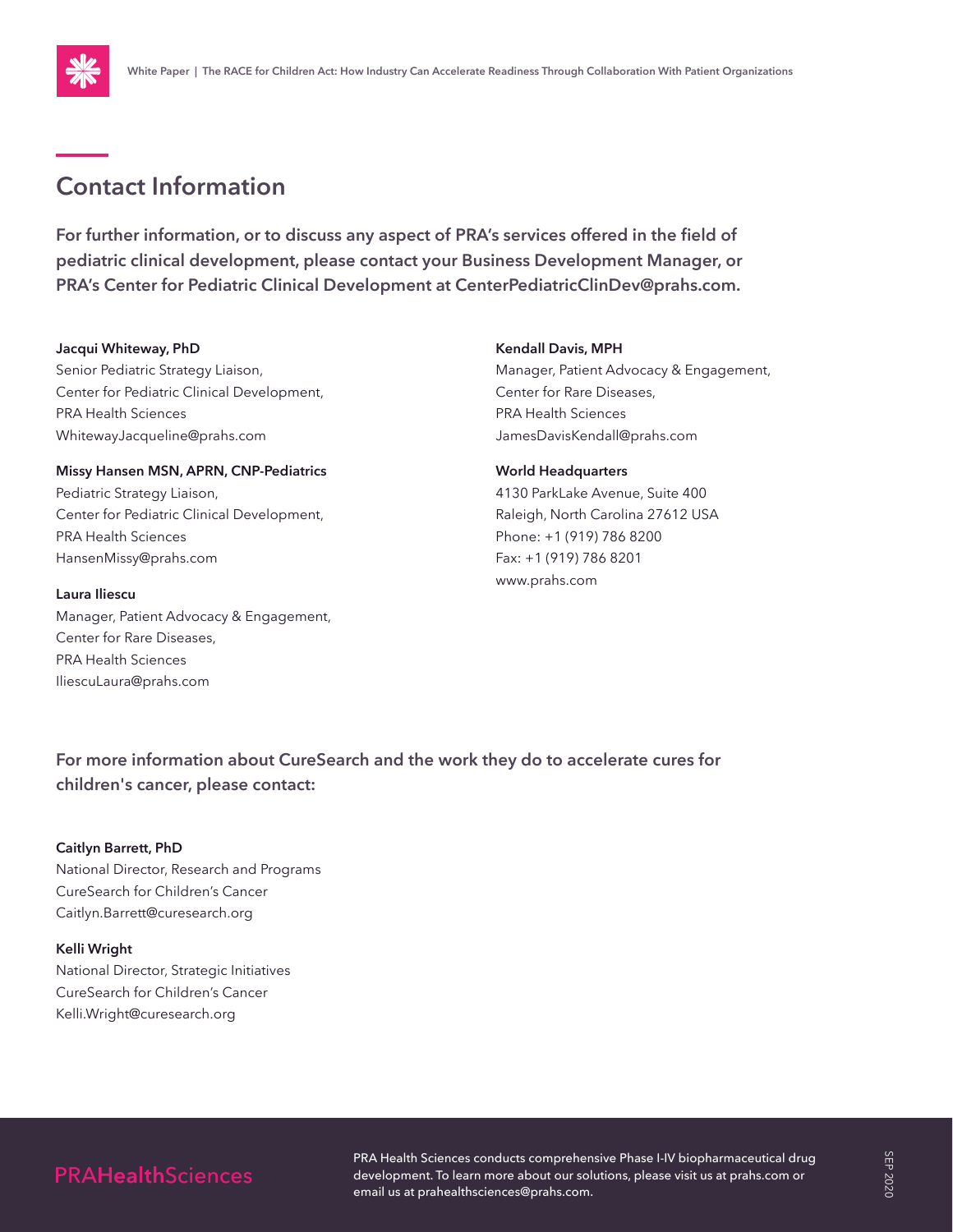## Contact Information

**For further information, or to discuss any aspect of PRA's services offered in the field of pediatric clinical development, please contact your Business Development Manager, or PRA's Center for Pediatric Clinical Development at CenterPediatricClinDev@prahs.com.**

**Jacqui Whiteway, PhD**
Senior Pediatric Strategy Liaison,
Center for Pediatric Clinical Development,
PRA Health Sciences
WhitewayJacqueline@prahs.com

**Missy Hansen MSN, APRN, CNP-Pediatrics**
Pediatric Strategy Liaison,
Center for Pediatric Clinical Development,
PRA Health Sciences
HansenMissy@prahs.com

**Laura Iliescu**
Manager, Patient Advocacy & Engagement,
Center for Rare Diseases,
PRA Health Sciences
IliescuLaura@prahs.com

**Kendall Davis, MPH**
Manager, Patient Advocacy & Engagement,
Center for Rare Diseases,
PRA Health Sciences
JamesDavisKendall@prahs.com

**World Headquarters**
4130 ParkLake Avenue, Suite 400
Raleigh, North Carolina 27612 USA
Phone: +1 (919) 786 8200
Fax: +1 (919) 786 8201
www.prahs.com

**For more information about CureSearch and the work they do to accelerate cures for children's cancer, please contact:**

**Caitlyn Barrett, PhD**
National Director, Research and Programs
CureSearch for Children's Cancer
Caitlyn.Barrett@curesearch.org

**Kelli Wright**
National Director, Strategic Initiatives
CureSearch for Children's Cancer
Kelli.Wright@curesearch.org

PRAHealthSciences

PRA Health Sciences conducts comprehensive Phase I-IV biopharmaceutical drug development. To learn more about our solutions, please visit us at prahs.com or email us at prahealthsciences@prahs.com.

SEP 2020